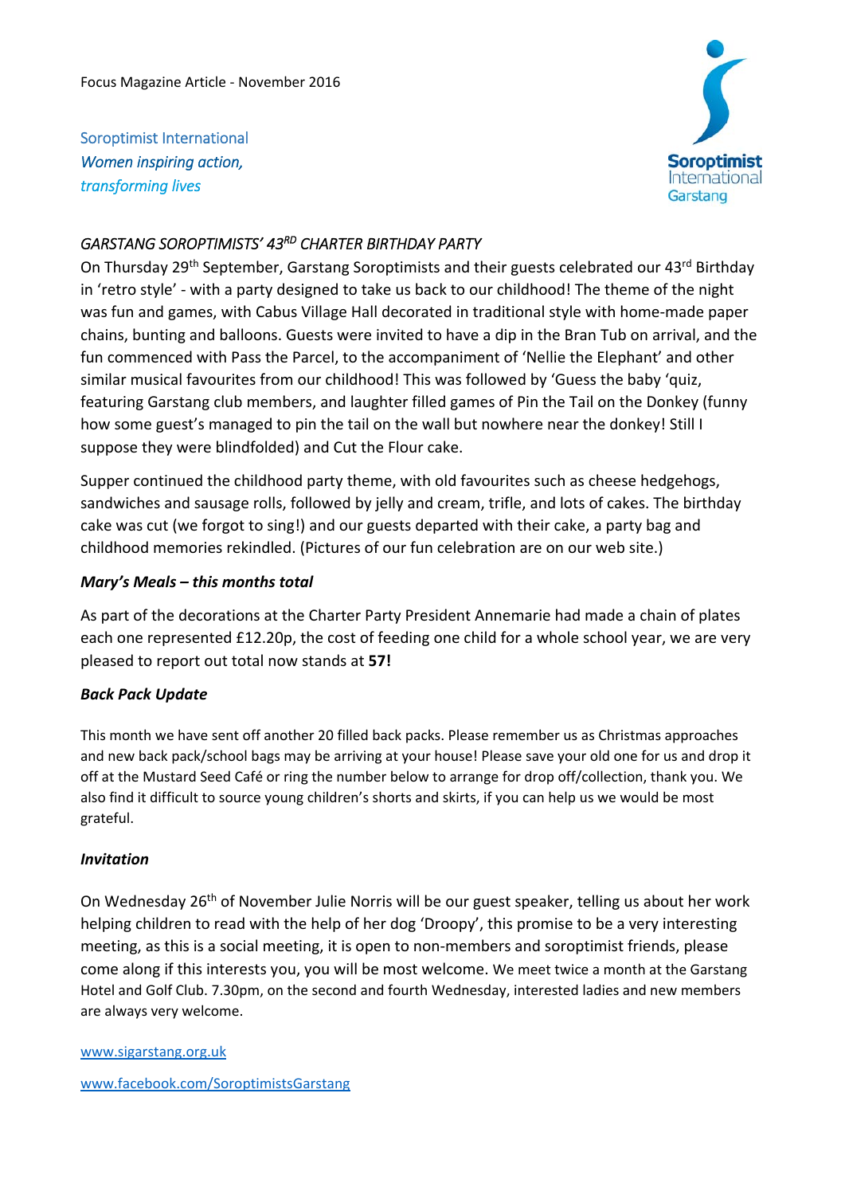Focus Magazine Article - November 2016

Soroptimist International
*Women inspiring action,*
*transforming lives*

Soroptimist International Garstang

## *GARSTANG SOROPTIMISTS' 43RD CHARTER BIRTHDAY PARTY*

On Thursday 29th September, Garstang Soroptimists and their guests celebrated our 43rd Birthday in 'retro style' - with a party designed to take us back to our childhood! The theme of the night was fun and games, with Cabus Village Hall decorated in traditional style with home-made paper chains, bunting and balloons. Guests were invited to have a dip in the Bran Tub on arrival, and the fun commenced with Pass the Parcel, to the accompaniment of 'Nellie the Elephant' and other similar musical favourites from our childhood! This was followed by 'Guess the baby 'quiz, featuring Garstang club members, and laughter filled games of Pin the Tail on the Donkey (funny how some guest's managed to pin the tail on the wall but nowhere near the donkey! Still I suppose they were blindfolded) and Cut the Flour cake.

Supper continued the childhood party theme, with old favourites such as cheese hedgehogs, sandwiches and sausage rolls, followed by jelly and cream, trifle, and lots of cakes. The birthday cake was cut (we forgot to sing!) and our guests departed with their cake, a party bag and childhood memories rekindled. (Pictures of our fun celebration are on our web site.)

### *Mary's Meals – this months total*

As part of the decorations at the Charter Party President Annemarie had made a chain of plates each one represented £12.20p, the cost of feeding one child for a whole school year, we are very pleased to report out total now stands at **57!**

### *Back Pack Update*

This month we have sent off another 20 filled back packs. Please remember us as Christmas approaches and new back pack/school bags may be arriving at your house! Please save your old one for us and drop it off at the Mustard Seed Café or ring the number below to arrange for drop off/collection, thank you. We also find it difficult to source young children's shorts and skirts, if you can help us we would be most grateful.

### *Invitation*

On Wednesday 26th of November Julie Norris will be our guest speaker, telling us about her work helping children to read with the help of her dog 'Droopy', this promise to be a very interesting meeting, as this is a social meeting, it is open to non-members and soroptimist friends, please come along if this interests you, you will be most welcome. We meet twice a month at the Garstang Hotel and Golf Club. 7.30pm, on the second and fourth Wednesday, interested ladies and new members are always very welcome.

www.sigarstang.org.uk

www.facebook.com/SoroptimistsGarstang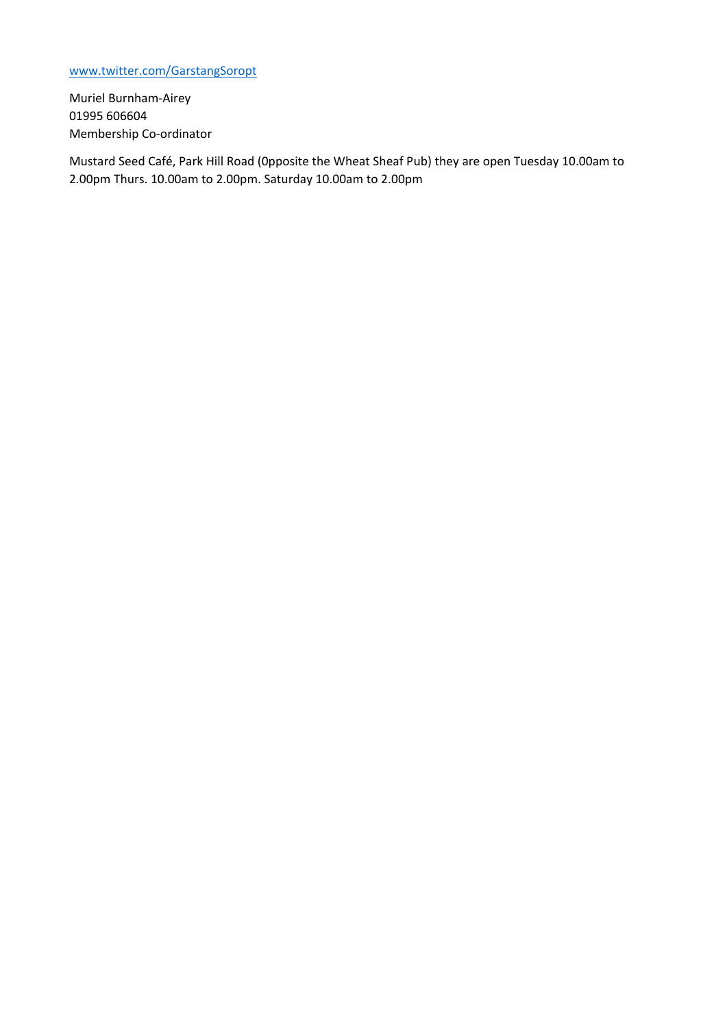www.twitter.com/GarstangSoropt

Muriel Burnham-Airey
01995 606604
Membership Co-ordinator

Mustard Seed Café, Park Hill Road (0pposite the Wheat Sheaf Pub) they are open Tuesday 10.00am to 2.00pm Thurs. 10.00am to 2.00pm. Saturday 10.00am to 2.00pm